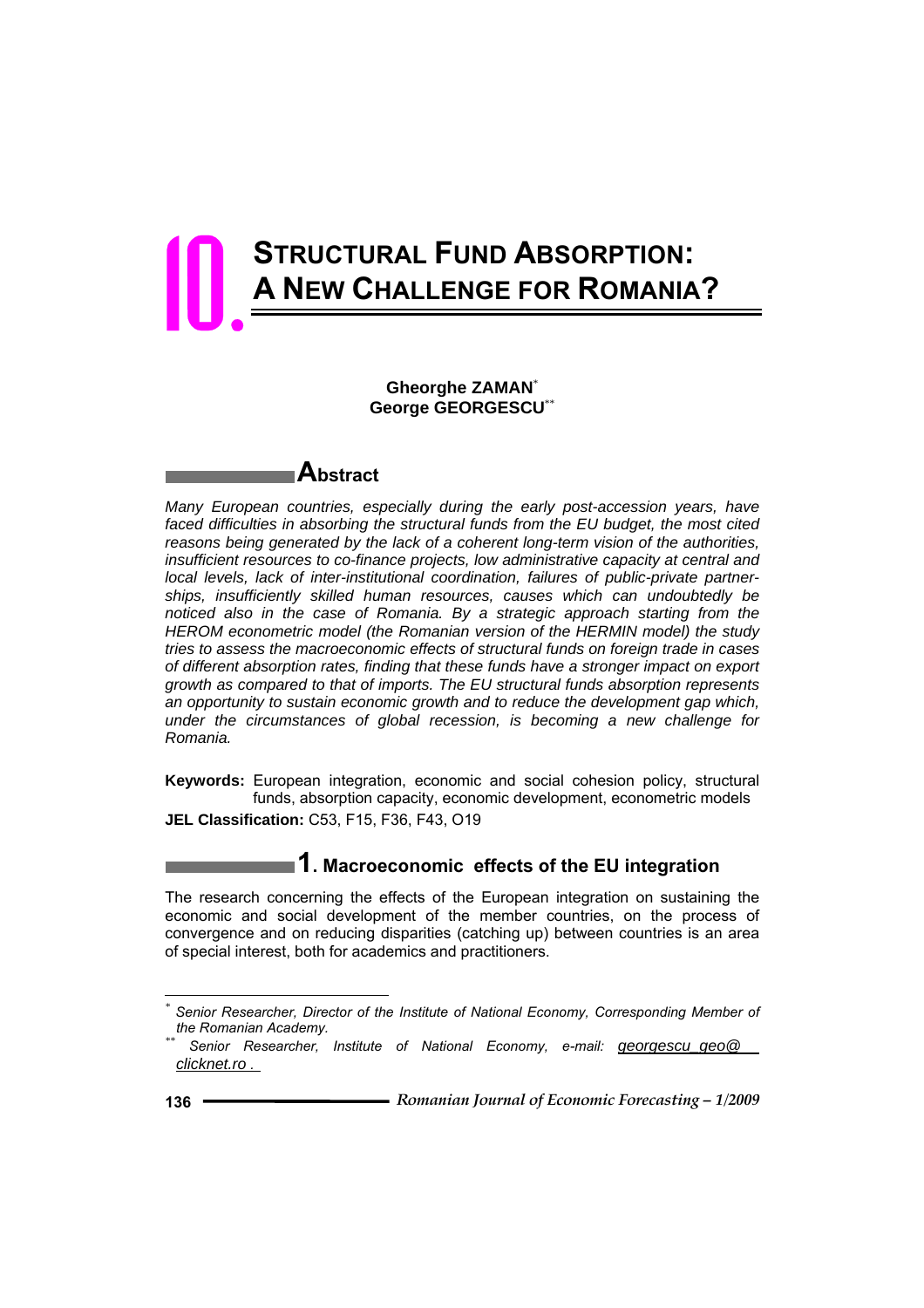# 10. STRUCTURAL FUND ABSORPTION: A NEW CHALLENGE FOR ROMANIA?

**Gheorghe ZAMAN**[*]
**George GEORGESCU**[**]

## Abstract

*Many European countries, especially during the early post-accession years, have faced difficulties in absorbing the structural funds from the EU budget, the most cited reasons being generated by the lack of a coherent long-term vision of the authorities, insufficient resources to co-finance projects, low administrative capacity at central and local levels, lack of inter-institutional coordination, failures of public-private partnerships, insufficiently skilled human resources, causes which can undoubtedly be noticed also in the case of Romania. By a strategic approach starting from the HEROM econometric model (the Romanian version of the HERMIN model) the study tries to assess the macroeconomic effects of structural funds on foreign trade in cases of different absorption rates, finding that these funds have a stronger impact on export growth as compared to that of imports. The EU structural funds absorption represents an opportunity to sustain economic growth and to reduce the development gap which, under the circumstances of global recession, is becoming a new challenge for Romania.*

**Keywords:** European integration, economic and social cohesion policy, structural funds, absorption capacity, economic development, econometric models

**JEL Classification:** C53, F15, F36, F43, O19

## 1. Macroeconomic effects of the EU integration

The research concerning the effects of the European integration on sustaining the economic and social development of the member countries, on the process of convergence and on reducing disparities (catching up) between countries is an area of special interest, both for academics and practitioners.

---

[*] *Senior Researcher, Director of the Institute of National Economy, Corresponding Member of the Romanian Academy.*

[**] *Senior Researcher, Institute of National Economy, e-mail: georgescu_geo@clicknet.ro .*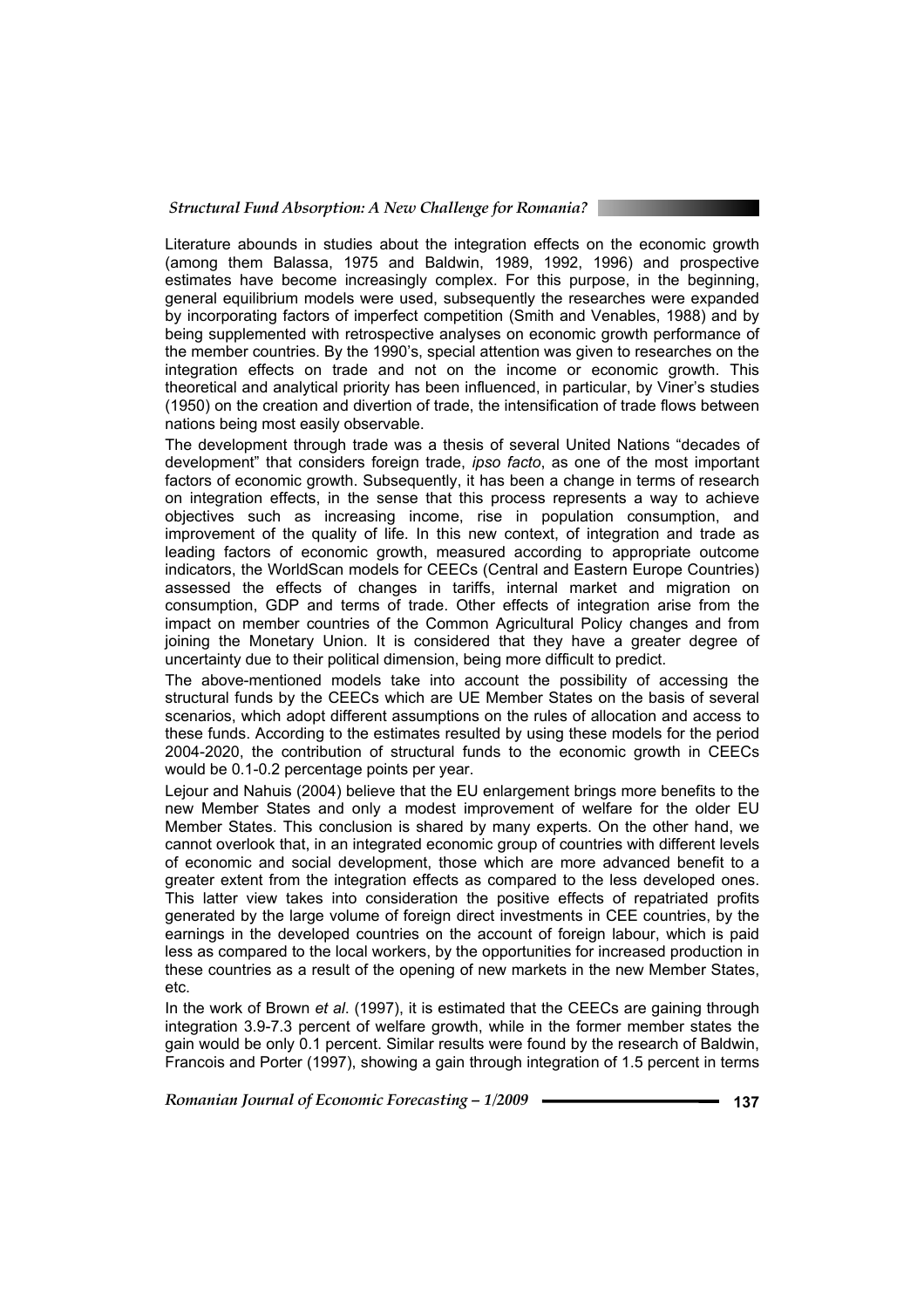Literature abounds in studies about the integration effects on the economic growth (among them Balassa, 1975 and Baldwin, 1989, 1992, 1996) and prospective estimates have become increasingly complex. For this purpose, in the beginning, general equilibrium models were used, subsequently the researches were expanded by incorporating factors of imperfect competition (Smith and Venables, 1988) and by being supplemented with retrospective analyses on economic growth performance of the member countries. By the 1990's, special attention was given to researches on the integration effects on trade and not on the income or economic growth. This theoretical and analytical priority has been influenced, in particular, by Viner's studies (1950) on the creation and divertion of trade, the intensification of trade flows between nations being most easily observable.

The development through trade was a thesis of several United Nations "decades of development" that considers foreign trade, *ipso facto*, as one of the most important factors of economic growth. Subsequently, it has been a change in terms of research on integration effects, in the sense that this process represents a way to achieve objectives such as increasing income, rise in population consumption, and improvement of the quality of life. In this new context, of integration and trade as leading factors of economic growth, measured according to appropriate outcome indicators, the WorldScan models for CEECs (Central and Eastern Europe Countries) assessed the effects of changes in tariffs, internal market and migration on consumption, GDP and terms of trade. Other effects of integration arise from the impact on member countries of the Common Agricultural Policy changes and from joining the Monetary Union. It is considered that they have a greater degree of uncertainty due to their political dimension, being more difficult to predict.

The above-mentioned models take into account the possibility of accessing the structural funds by the CEECs which are UE Member States on the basis of several scenarios, which adopt different assumptions on the rules of allocation and access to these funds. According to the estimates resulted by using these models for the period 2004-2020, the contribution of structural funds to the economic growth in CEECs would be 0.1-0.2 percentage points per year.

Lejour and Nahuis (2004) believe that the EU enlargement brings more benefits to the new Member States and only a modest improvement of welfare for the older EU Member States. This conclusion is shared by many experts. On the other hand, we cannot overlook that, in an integrated economic group of countries with different levels of economic and social development, those which are more advanced benefit to a greater extent from the integration effects as compared to the less developed ones. This latter view takes into consideration the positive effects of repatriated profits generated by the large volume of foreign direct investments in CEE countries, by the earnings in the developed countries on the account of foreign labour, which is paid less as compared to the local workers, by the opportunities for increased production in these countries as a result of the opening of new markets in the new Member States, etc.

In the work of Brown *et al*. (1997), it is estimated that the CEECs are gaining through integration 3.9-7.3 percent of welfare growth, while in the former member states the gain would be only 0.1 percent. Similar results were found by the research of Baldwin, Francois and Porter (1997), showing a gain through integration of 1.5 percent in terms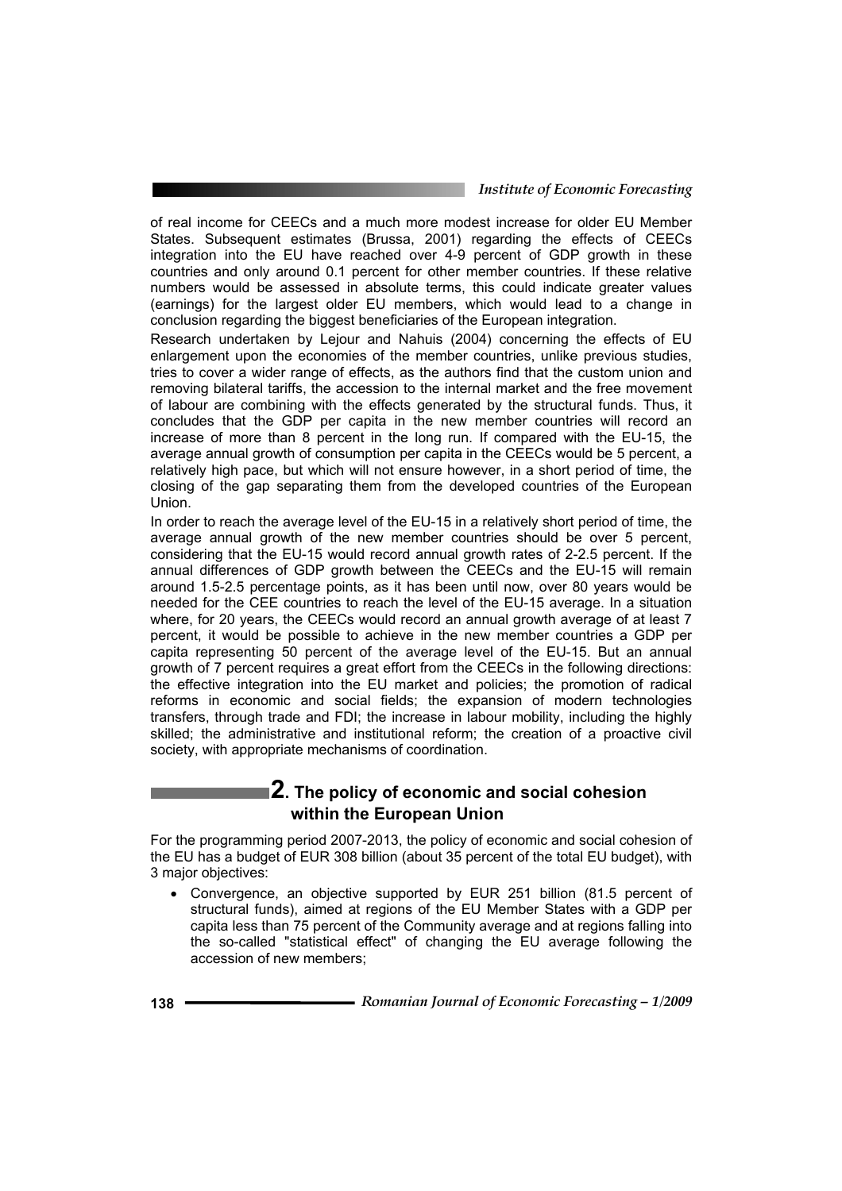of real income for CEECs and a much more modest increase for older EU Member States. Subsequent estimates (Brussa, 2001) regarding the effects of CEECs integration into the EU have reached over 4-9 percent of GDP growth in these countries and only around 0.1 percent for other member countries. If these relative numbers would be assessed in absolute terms, this could indicate greater values (earnings) for the largest older EU members, which would lead to a change in conclusion regarding the biggest beneficiaries of the European integration.

Research undertaken by Lejour and Nahuis (2004) concerning the effects of EU enlargement upon the economies of the member countries, unlike previous studies, tries to cover a wider range of effects, as the authors find that the custom union and removing bilateral tariffs, the accession to the internal market and the free movement of labour are combining with the effects generated by the structural funds. Thus, it concludes that the GDP per capita in the new member countries will record an increase of more than 8 percent in the long run. If compared with the EU-15, the average annual growth of consumption per capita in the CEECs would be 5 percent, a relatively high pace, but which will not ensure however, in a short period of time, the closing of the gap separating them from the developed countries of the European Union.

In order to reach the average level of the EU-15 in a relatively short period of time, the average annual growth of the new member countries should be over 5 percent, considering that the EU-15 would record annual growth rates of 2-2.5 percent. If the annual differences of GDP growth between the CEECs and the EU-15 will remain around 1.5-2.5 percentage points, as it has been until now, over 80 years would be needed for the CEE countries to reach the level of the EU-15 average. In a situation where, for 20 years, the CEECs would record an annual growth average of at least 7 percent, it would be possible to achieve in the new member countries a GDP per capita representing 50 percent of the average level of the EU-15. But an annual growth of 7 percent requires a great effort from the CEECs in the following directions: the effective integration into the EU market and policies; the promotion of radical reforms in economic and social fields; the expansion of modern technologies transfers, through trade and FDI; the increase in labour mobility, including the highly skilled; the administrative and institutional reform; the creation of a proactive civil society, with appropriate mechanisms of coordination.

## 2. The policy of economic and social cohesion within the European Union

For the programming period 2007-2013, the policy of economic and social cohesion of the EU has a budget of EUR 308 billion (about 35 percent of the total EU budget), with 3 major objectives:

- Convergence, an objective supported by EUR 251 billion (81.5 percent of structural funds), aimed at regions of the EU Member States with a GDP per capita less than 75 percent of the Community average and at regions falling into the so-called "statistical effect" of changing the EU average following the accession of new members;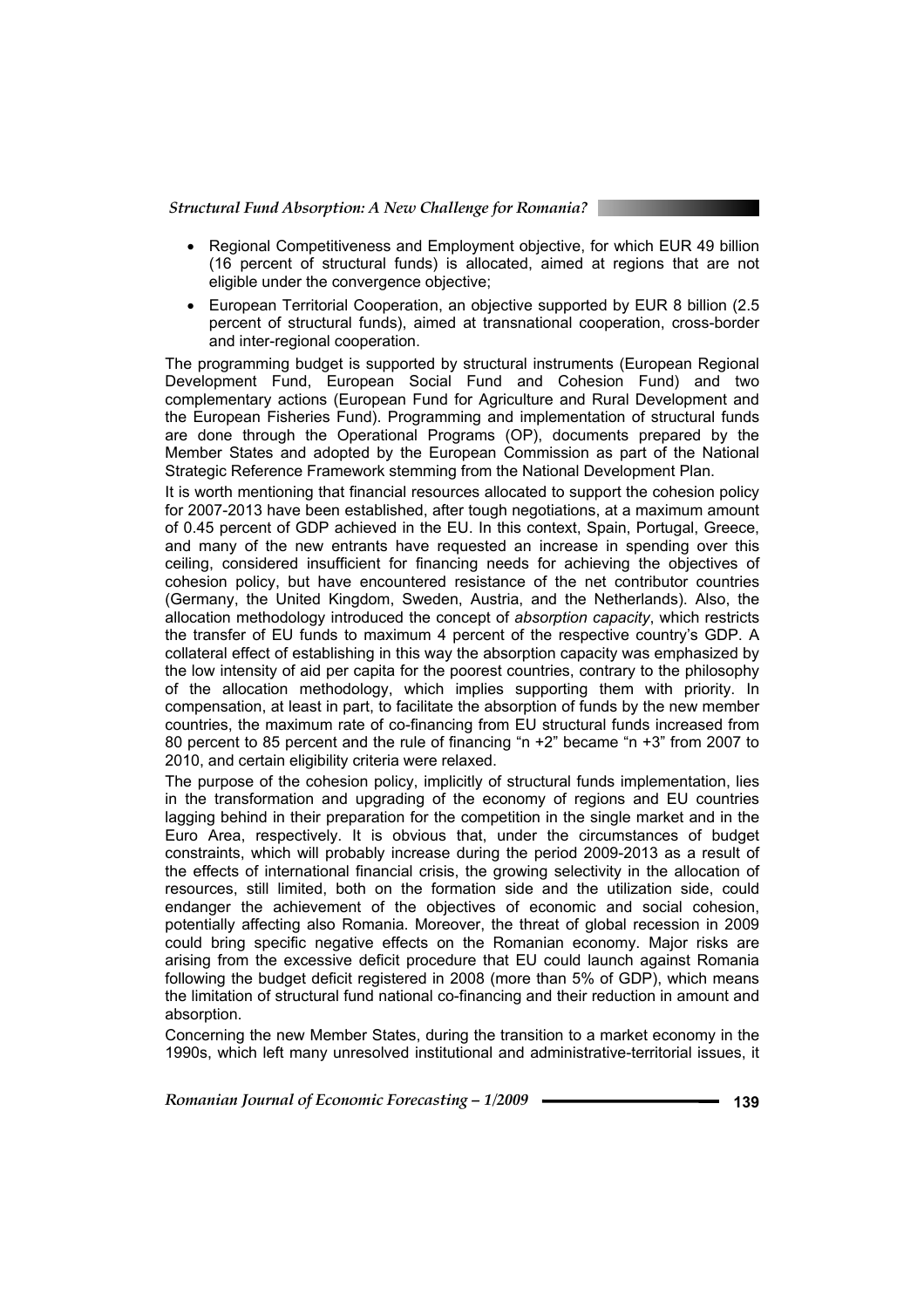- Regional Competitiveness and Employment objective, for which EUR 49 billion (16 percent of structural funds) is allocated, aimed at regions that are not eligible under the convergence objective;
- European Territorial Cooperation, an objective supported by EUR 8 billion (2.5 percent of structural funds), aimed at transnational cooperation, cross-border and inter-regional cooperation.

The programming budget is supported by structural instruments (European Regional Development Fund, European Social Fund and Cohesion Fund) and two complementary actions (European Fund for Agriculture and Rural Development and the European Fisheries Fund). Programming and implementation of structural funds are done through the Operational Programs (OP), documents prepared by the Member States and adopted by the European Commission as part of the National Strategic Reference Framework stemming from the National Development Plan.

It is worth mentioning that financial resources allocated to support the cohesion policy for 2007-2013 have been established, after tough negotiations, at a maximum amount of 0.45 percent of GDP achieved in the EU. In this context, Spain, Portugal, Greece, and many of the new entrants have requested an increase in spending over this ceiling, considered insufficient for financing needs for achieving the objectives of cohesion policy, but have encountered resistance of the net contributor countries (Germany, the United Kingdom, Sweden, Austria, and the Netherlands). Also, the allocation methodology introduced the concept of *absorption capacity*, which restricts the transfer of EU funds to maximum 4 percent of the respective country's GDP. A collateral effect of establishing in this way the absorption capacity was emphasized by the low intensity of aid per capita for the poorest countries, contrary to the philosophy of the allocation methodology, which implies supporting them with priority. In compensation, at least in part, to facilitate the absorption of funds by the new member countries, the maximum rate of co-financing from EU structural funds increased from 80 percent to 85 percent and the rule of financing "n +2" became "n +3" from 2007 to 2010, and certain eligibility criteria were relaxed.

The purpose of the cohesion policy, implicitly of structural funds implementation, lies in the transformation and upgrading of the economy of regions and EU countries lagging behind in their preparation for the competition in the single market and in the Euro Area, respectively. It is obvious that, under the circumstances of budget constraints, which will probably increase during the period 2009-2013 as a result of the effects of international financial crisis, the growing selectivity in the allocation of resources, still limited, both on the formation side and the utilization side, could endanger the achievement of the objectives of economic and social cohesion, potentially affecting also Romania. Moreover, the threat of global recession in 2009 could bring specific negative effects on the Romanian economy. Major risks are arising from the excessive deficit procedure that EU could launch against Romania following the budget deficit registered in 2008 (more than 5% of GDP), which means the limitation of structural fund national co-financing and their reduction in amount and absorption.

Concerning the new Member States, during the transition to a market economy in the 1990s, which left many unresolved institutional and administrative-territorial issues, it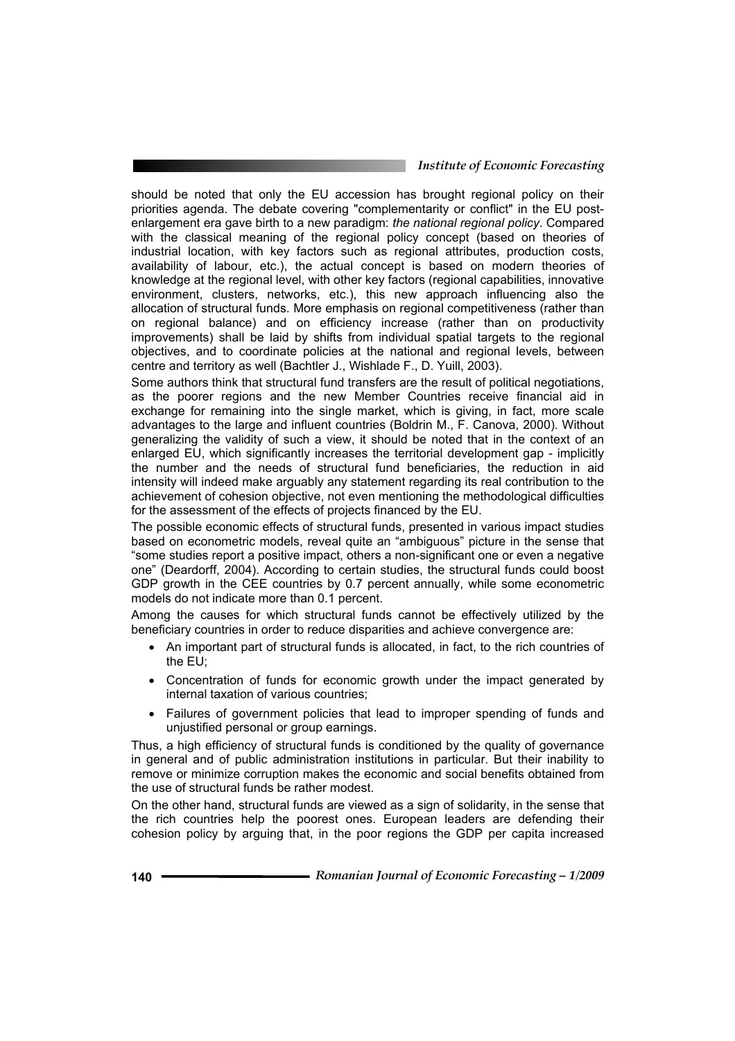should be noted that only the EU accession has brought regional policy on their priorities agenda. The debate covering "complementarity or conflict" in the EU post-enlargement era gave birth to a new paradigm: *the national regional policy*. Compared with the classical meaning of the regional policy concept (based on theories of industrial location, with key factors such as regional attributes, production costs, availability of labour, etc.), the actual concept is based on modern theories of knowledge at the regional level, with other key factors (regional capabilities, innovative environment, clusters, networks, etc.), this new approach influencing also the allocation of structural funds. More emphasis on regional competitiveness (rather than on regional balance) and on efficiency increase (rather than on productivity improvements) shall be laid by shifts from individual spatial targets to the regional objectives, and to coordinate policies at the national and regional levels, between centre and territory as well (Bachtler J., Wishlade F., D. Yuill, 2003).

Some authors think that structural fund transfers are the result of political negotiations, as the poorer regions and the new Member Countries receive financial aid in exchange for remaining into the single market, which is giving, in fact, more scale advantages to the large and influent countries (Boldrin M., F. Canova, 2000). Without generalizing the validity of such a view, it should be noted that in the context of an enlarged EU, which significantly increases the territorial development gap - implicitly the number and the needs of structural fund beneficiaries, the reduction in aid intensity will indeed make arguably any statement regarding its real contribution to the achievement of cohesion objective, not even mentioning the methodological difficulties for the assessment of the effects of projects financed by the EU.

The possible economic effects of structural funds, presented in various impact studies based on econometric models, reveal quite an "ambiguous" picture in the sense that "some studies report a positive impact, others a non-significant one or even a negative one" (Deardorff, 2004). According to certain studies, the structural funds could boost GDP growth in the CEE countries by 0.7 percent annually, while some econometric models do not indicate more than 0.1 percent.

Among the causes for which structural funds cannot be effectively utilized by the beneficiary countries in order to reduce disparities and achieve convergence are:

- An important part of structural funds is allocated, in fact, to the rich countries of the EU;
- Concentration of funds for economic growth under the impact generated by internal taxation of various countries;
- Failures of government policies that lead to improper spending of funds and unjustified personal or group earnings.

Thus, a high efficiency of structural funds is conditioned by the quality of governance in general and of public administration institutions in particular. But their inability to remove or minimize corruption makes the economic and social benefits obtained from the use of structural funds be rather modest.

On the other hand, structural funds are viewed as a sign of solidarity, in the sense that the rich countries help the poorest ones. European leaders are defending their cohesion policy by arguing that, in the poor regions the GDP per capita increased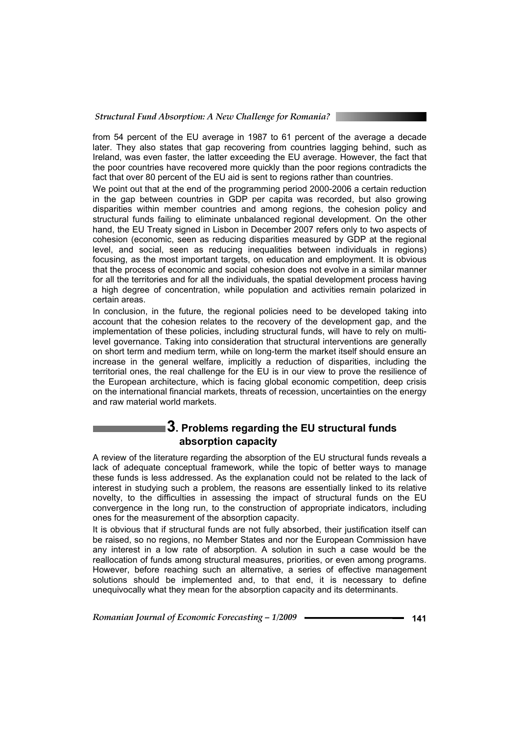from 54 percent of the EU average in 1987 to 61 percent of the average a decade later. They also states that gap recovering from countries lagging behind, such as Ireland, was even faster, the latter exceeding the EU average. However, the fact that the poor countries have recovered more quickly than the poor regions contradicts the fact that over 80 percent of the EU aid is sent to regions rather than countries.

We point out that at the end of the programming period 2000-2006 a certain reduction in the gap between countries in GDP per capita was recorded, but also growing disparities within member countries and among regions, the cohesion policy and structural funds failing to eliminate unbalanced regional development. On the other hand, the EU Treaty signed in Lisbon in December 2007 refers only to two aspects of cohesion (economic, seen as reducing disparities measured by GDP at the regional level, and social, seen as reducing inequalities between individuals in regions) focusing, as the most important targets, on education and employment. It is obvious that the process of economic and social cohesion does not evolve in a similar manner for all the territories and for all the individuals, the spatial development process having a high degree of concentration, while population and activities remain polarized in certain areas.

In conclusion, in the future, the regional policies need to be developed taking into account that the cohesion relates to the recovery of the development gap, and the implementation of these policies, including structural funds, will have to rely on multi-level governance. Taking into consideration that structural interventions are generally on short term and medium term, while on long-term the market itself should ensure an increase in the general welfare, implicitly a reduction of disparities, including the territorial ones, the real challenge for the EU is in our view to prove the resilience of the European architecture, which is facing global economic competition, deep crisis on the international financial markets, threats of recession, uncertainties on the energy and raw material world markets.

## 3. Problems regarding the EU structural funds absorption capacity

A review of the literature regarding the absorption of the EU structural funds reveals a lack of adequate conceptual framework, while the topic of better ways to manage these funds is less addressed. As the explanation could not be related to the lack of interest in studying such a problem, the reasons are essentially linked to its relative novelty, to the difficulties in assessing the impact of structural funds on the EU convergence in the long run, to the construction of appropriate indicators, including ones for the measurement of the absorption capacity.

It is obvious that if structural funds are not fully absorbed, their justification itself can be raised, so no regions, no Member States and nor the European Commission have any interest in a low rate of absorption. A solution in such a case would be the reallocation of funds among structural measures, priorities, or even among programs. However, before reaching such an alternative, a series of effective management solutions should be implemented and, to that end, it is necessary to define unequivocally what they mean for the absorption capacity and its determinants.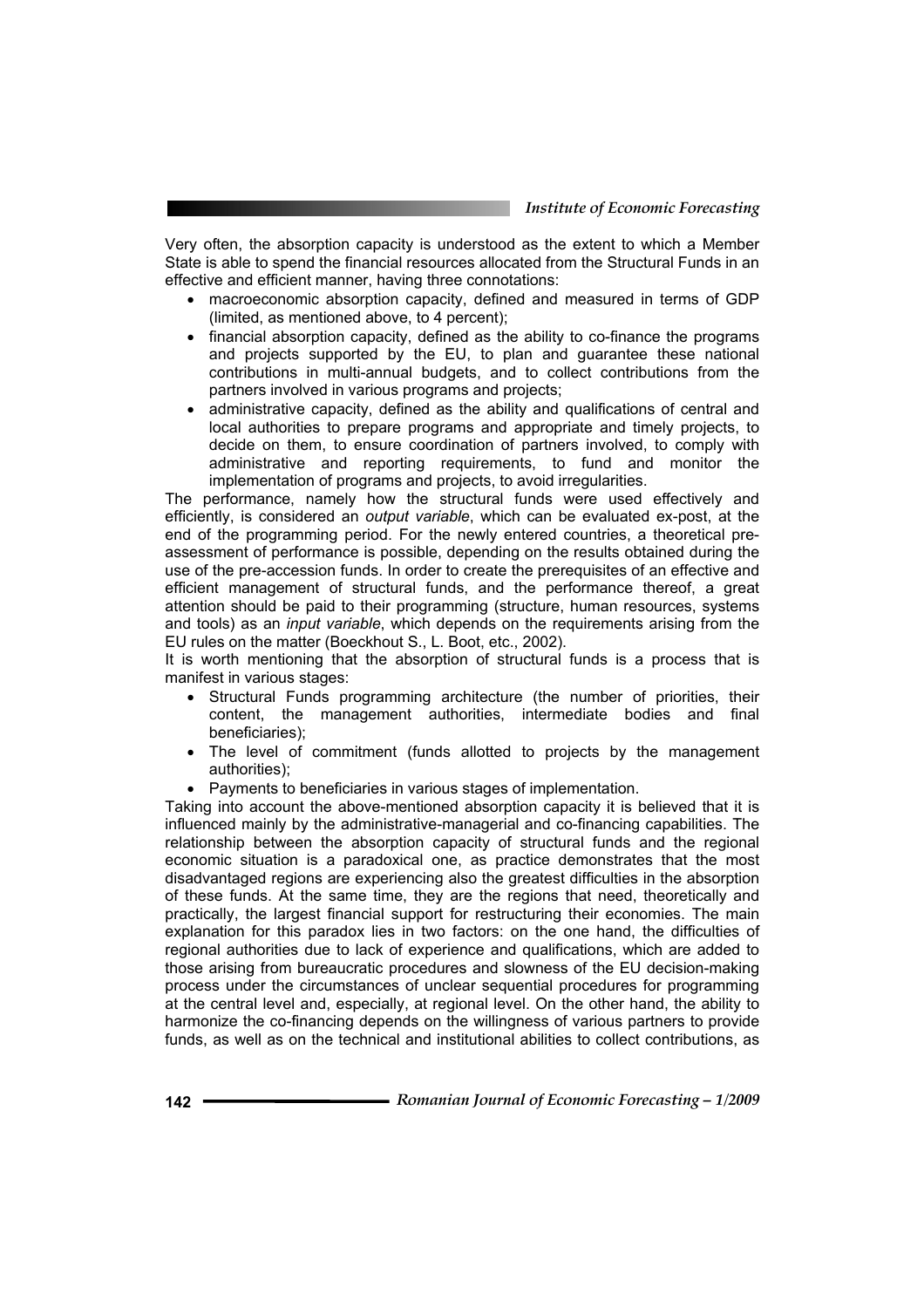Very often, the absorption capacity is understood as the extent to which a Member State is able to spend the financial resources allocated from the Structural Funds in an effective and efficient manner, having three connotations:

- macroeconomic absorption capacity, defined and measured in terms of GDP (limited, as mentioned above, to 4 percent);
- financial absorption capacity, defined as the ability to co-finance the programs and projects supported by the EU, to plan and guarantee these national contributions in multi-annual budgets, and to collect contributions from the partners involved in various programs and projects;
- administrative capacity, defined as the ability and qualifications of central and local authorities to prepare programs and appropriate and timely projects, to decide on them, to ensure coordination of partners involved, to comply with administrative and reporting requirements, to fund and monitor the implementation of programs and projects, to avoid irregularities.

The performance, namely how the structural funds were used effectively and efficiently, is considered an *output variable*, which can be evaluated ex-post, at the end of the programming period. For the newly entered countries, a theoretical pre-assessment of performance is possible, depending on the results obtained during the use of the pre-accession funds. In order to create the prerequisites of an effective and efficient management of structural funds, and the performance thereof, a great attention should be paid to their programming (structure, human resources, systems and tools) as an *input variable*, which depends on the requirements arising from the EU rules on the matter (Boeckhout S., L. Boot, etc., 2002).

It is worth mentioning that the absorption of structural funds is a process that is manifest in various stages:

- Structural Funds programming architecture (the number of priorities, their content, the management authorities, intermediate bodies and final beneficiaries);
- The level of commitment (funds allotted to projects by the management authorities);
- Payments to beneficiaries in various stages of implementation.

Taking into account the above-mentioned absorption capacity it is believed that it is influenced mainly by the administrative-managerial and co-financing capabilities. The relationship between the absorption capacity of structural funds and the regional economic situation is a paradoxical one, as practice demonstrates that the most disadvantaged regions are experiencing also the greatest difficulties in the absorption of these funds. At the same time, they are the regions that need, theoretically and practically, the largest financial support for restructuring their economies. The main explanation for this paradox lies in two factors: on the one hand, the difficulties of regional authorities due to lack of experience and qualifications, which are added to those arising from bureaucratic procedures and slowness of the EU decision-making process under the circumstances of unclear sequential procedures for programming at the central level and, especially, at regional level. On the other hand, the ability to harmonize the co-financing depends on the willingness of various partners to provide funds, as well as on the technical and institutional abilities to collect contributions, as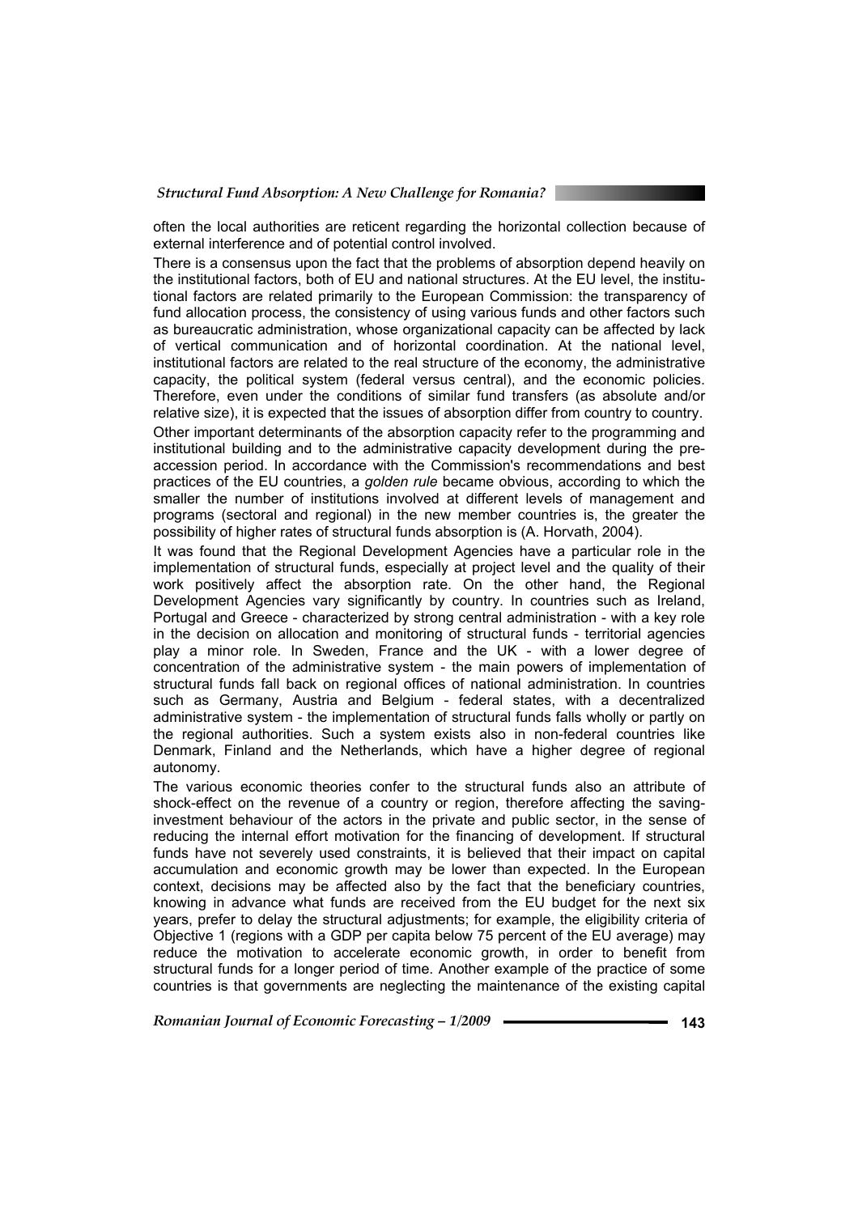often the local authorities are reticent regarding the horizontal collection because of external interference and of potential control involved.

There is a consensus upon the fact that the problems of absorption depend heavily on the institutional factors, both of EU and national structures. At the EU level, the institutional factors are related primarily to the European Commission: the transparency of fund allocation process, the consistency of using various funds and other factors such as bureaucratic administration, whose organizational capacity can be affected by lack of vertical communication and of horizontal coordination. At the national level, institutional factors are related to the real structure of the economy, the administrative capacity, the political system (federal versus central), and the economic policies. Therefore, even under the conditions of similar fund transfers (as absolute and/or relative size), it is expected that the issues of absorption differ from country to country.

Other important determinants of the absorption capacity refer to the programming and institutional building and to the administrative capacity development during the pre-accession period. In accordance with the Commission's recommendations and best practices of the EU countries, a *golden rule* became obvious, according to which the smaller the number of institutions involved at different levels of management and programs (sectoral and regional) in the new member countries is, the greater the possibility of higher rates of structural funds absorption is (A. Horvath, 2004).

It was found that the Regional Development Agencies have a particular role in the implementation of structural funds, especially at project level and the quality of their work positively affect the absorption rate. On the other hand, the Regional Development Agencies vary significantly by country. In countries such as Ireland, Portugal and Greece - characterized by strong central administration - with a key role in the decision on allocation and monitoring of structural funds - territorial agencies play a minor role. In Sweden, France and the UK - with a lower degree of concentration of the administrative system - the main powers of implementation of structural funds fall back on regional offices of national administration. In countries such as Germany, Austria and Belgium - federal states, with a decentralized administrative system - the implementation of structural funds falls wholly or partly on the regional authorities. Such a system exists also in non-federal countries like Denmark, Finland and the Netherlands, which have a higher degree of regional autonomy.

The various economic theories confer to the structural funds also an attribute of shock-effect on the revenue of a country or region, therefore affecting the saving-investment behaviour of the actors in the private and public sector, in the sense of reducing the internal effort motivation for the financing of development. If structural funds have not severely used constraints, it is believed that their impact on capital accumulation and economic growth may be lower than expected. In the European context, decisions may be affected also by the fact that the beneficiary countries, knowing in advance what funds are received from the EU budget for the next six years, prefer to delay the structural adjustments; for example, the eligibility criteria of Objective 1 (regions with a GDP per capita below 75 percent of the EU average) may reduce the motivation to accelerate economic growth, in order to benefit from structural funds for a longer period of time. Another example of the practice of some countries is that governments are neglecting the maintenance of the existing capital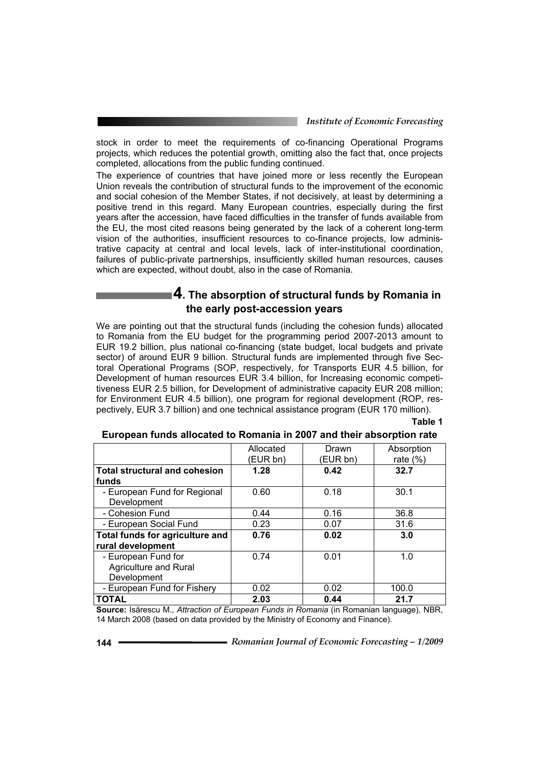stock in order to meet the requirements of co-financing Operational Programs projects, which reduces the potential growth, omitting also the fact that, once projects completed, allocations from the public funding continued.

The experience of countries that have joined more or less recently the European Union reveals the contribution of structural funds to the improvement of the economic and social cohesion of the Member States, if not decisively, at least by determining a positive trend in this regard. Many European countries, especially during the first years after the accession, have faced difficulties in the transfer of funds available from the EU, the most cited reasons being generated by the lack of a coherent long-term vision of the authorities, insufficient resources to co-finance projects, low administrative capacity at central and local levels, lack of inter-institutional coordination, failures of public-private partnerships, insufficiently skilled human resources, causes which are expected, without doubt, also in the case of Romania.

## 4. The absorption of structural funds by Romania in the early post-accession years

We are pointing out that the structural funds (including the cohesion funds) allocated to Romania from the EU budget for the programming period 2007-2013 amount to EUR 19.2 billion, plus national co-financing (state budget, local budgets and private sector) of around EUR 9 billion. Structural funds are implemented through five Sectoral Operational Programs (SOP, respectively, for Transports EUR 4.5 billion, for Development of human resources EUR 3.4 billion, for Increasing economic competitiveness EUR 2.5 billion, for Development of administrative capacity EUR 208 million; for Environment EUR 4.5 billion), one program for regional development (ROP, respectively, EUR 3.7 billion) and one technical assistance program (EUR 170 million).

**Table 1**

**European funds allocated to Romania in 2007 and their absorption rate**

| | Allocated (EUR bn) | Drawn (EUR bn) | Absorption rate (%) |
|---|---|---|---|
| **Total structural and cohesion funds** | **1.28** | **0.42** | **32.7** |
| - European Fund for Regional Development | 0.60 | 0.18 | 30.1 |
| - Cohesion Fund | 0.44 | 0.16 | 36.8 |
| - European Social Fund | 0.23 | 0.07 | 31.6 |
| **Total funds for agriculture and rural development** | **0.76** | **0.02** | **3.0** |
| - European Fund for Agriculture and Rural Development | 0.74 | 0.01 | 1.0 |
| - European Fund for Fishery | 0.02 | 0.02 | 100.0 |
| **TOTAL** | **2.03** | **0.44** | **21.7** |

**Source:** Isărescu M., *Attraction of European Funds in Romania* (in Romanian language), NBR, 14 March 2008 (based on data provided by the Ministry of Economy and Finance).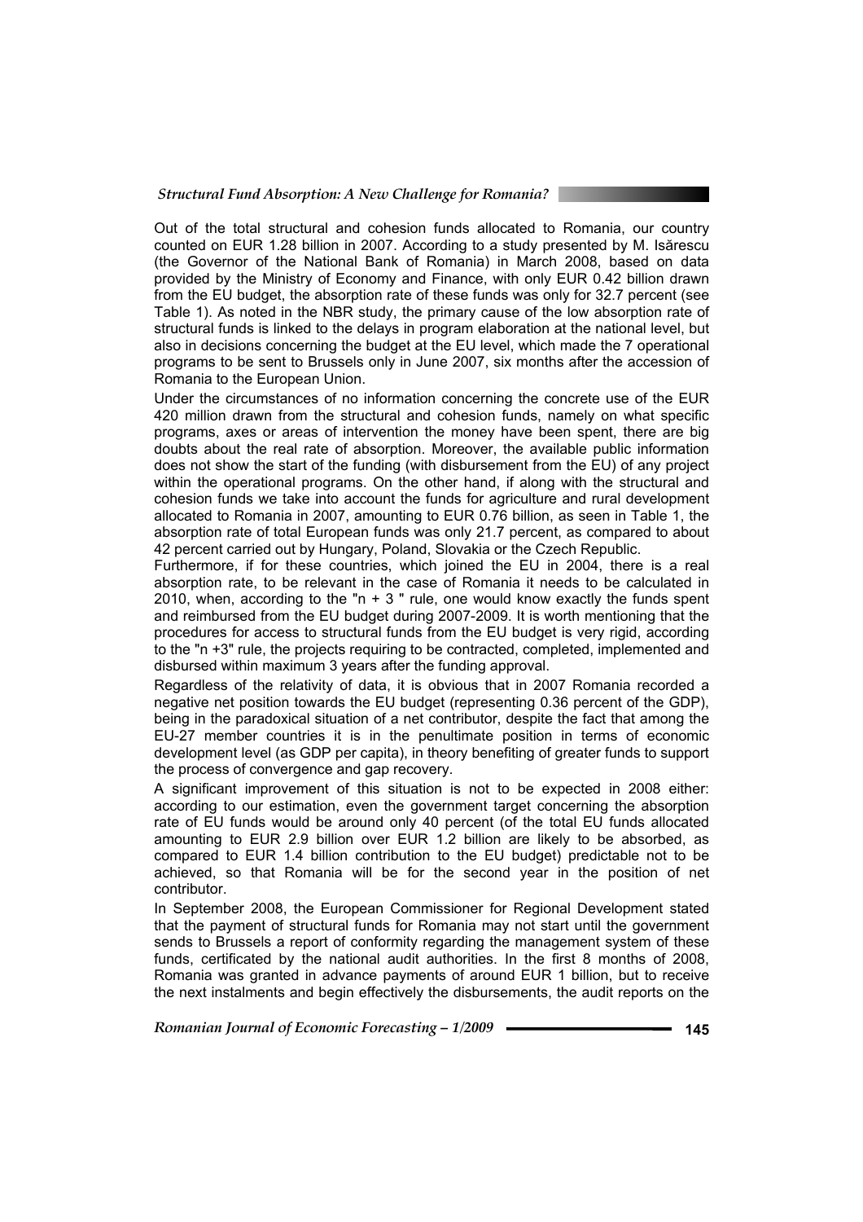Out of the total structural and cohesion funds allocated to Romania, our country counted on EUR 1.28 billion in 2007. According to a study presented by M. Isărescu (the Governor of the National Bank of Romania) in March 2008, based on data provided by the Ministry of Economy and Finance, with only EUR 0.42 billion drawn from the EU budget, the absorption rate of these funds was only for 32.7 percent (see Table 1). As noted in the NBR study, the primary cause of the low absorption rate of structural funds is linked to the delays in program elaboration at the national level, but also in decisions concerning the budget at the EU level, which made the 7 operational programs to be sent to Brussels only in June 2007, six months after the accession of Romania to the European Union.

Under the circumstances of no information concerning the concrete use of the EUR 420 million drawn from the structural and cohesion funds, namely on what specific programs, axes or areas of intervention the money have been spent, there are big doubts about the real rate of absorption. Moreover, the available public information does not show the start of the funding (with disbursement from the EU) of any project within the operational programs. On the other hand, if along with the structural and cohesion funds we take into account the funds for agriculture and rural development allocated to Romania in 2007, amounting to EUR 0.76 billion, as seen in Table 1, the absorption rate of total European funds was only 21.7 percent, as compared to about 42 percent carried out by Hungary, Poland, Slovakia or the Czech Republic.

Furthermore, if for these countries, which joined the EU in 2004, there is a real absorption rate, to be relevant in the case of Romania it needs to be calculated in 2010, when, according to the "n + 3 " rule, one would know exactly the funds spent and reimbursed from the EU budget during 2007-2009. It is worth mentioning that the procedures for access to structural funds from the EU budget is very rigid, according to the "n +3" rule, the projects requiring to be contracted, completed, implemented and disbursed within maximum 3 years after the funding approval.

Regardless of the relativity of data, it is obvious that in 2007 Romania recorded a negative net position towards the EU budget (representing 0.36 percent of the GDP), being in the paradoxical situation of a net contributor, despite the fact that among the EU-27 member countries it is in the penultimate position in terms of economic development level (as GDP per capita), in theory benefiting of greater funds to support the process of convergence and gap recovery.

A significant improvement of this situation is not to be expected in 2008 either: according to our estimation, even the government target concerning the absorption rate of EU funds would be around only 40 percent (of the total EU funds allocated amounting to EUR 2.9 billion over EUR 1.2 billion are likely to be absorbed, as compared to EUR 1.4 billion contribution to the EU budget) predictable not to be achieved, so that Romania will be for the second year in the position of net contributor.

In September 2008, the European Commissioner for Regional Development stated that the payment of structural funds for Romania may not start until the government sends to Brussels a report of conformity regarding the management system of these funds, certificated by the national audit authorities. In the first 8 months of 2008, Romania was granted in advance payments of around EUR 1 billion, but to receive the next instalments and begin effectively the disbursements, the audit reports on the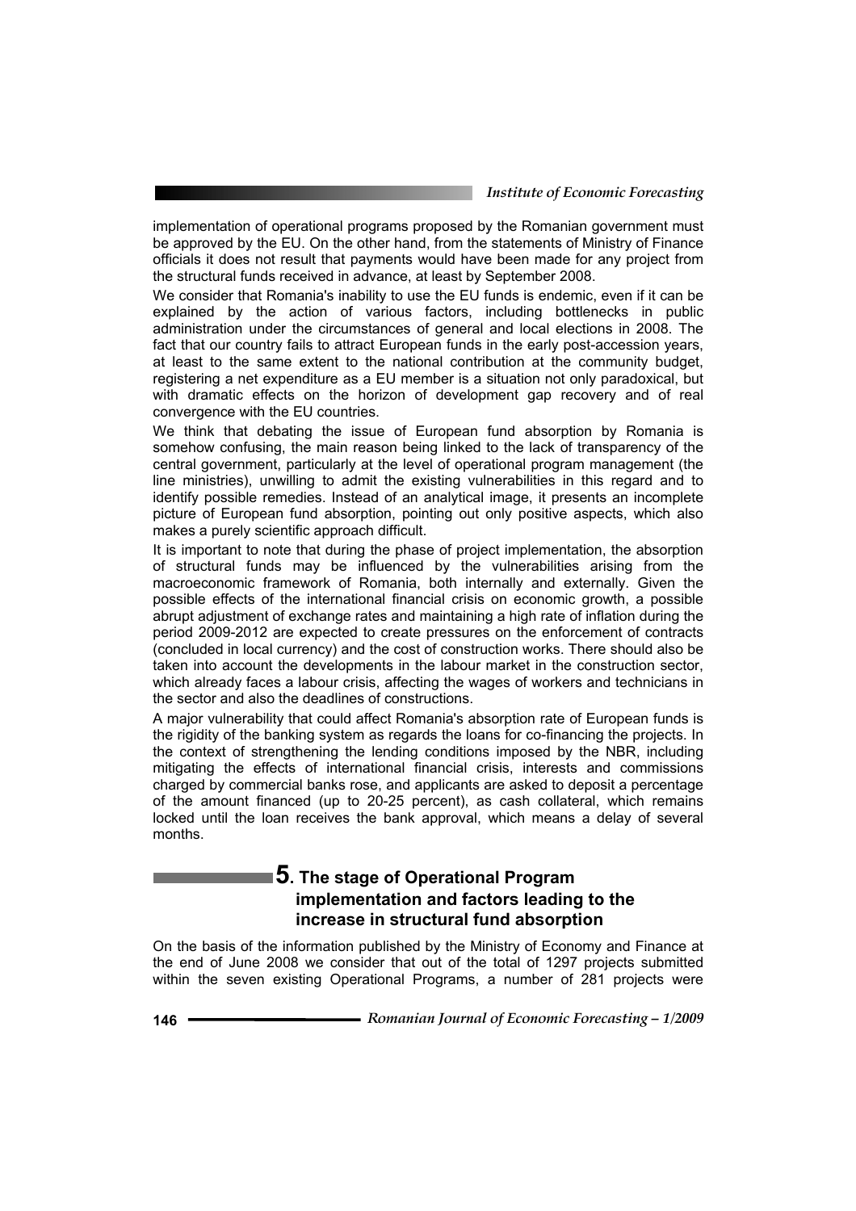implementation of operational programs proposed by the Romanian government must be approved by the EU. On the other hand, from the statements of Ministry of Finance officials it does not result that payments would have been made for any project from the structural funds received in advance, at least by September 2008.

We consider that Romania's inability to use the EU funds is endemic, even if it can be explained by the action of various factors, including bottlenecks in public administration under the circumstances of general and local elections in 2008. The fact that our country fails to attract European funds in the early post-accession years, at least to the same extent to the national contribution at the community budget, registering a net expenditure as a EU member is a situation not only paradoxical, but with dramatic effects on the horizon of development gap recovery and of real convergence with the EU countries.

We think that debating the issue of European fund absorption by Romania is somehow confusing, the main reason being linked to the lack of transparency of the central government, particularly at the level of operational program management (the line ministries), unwilling to admit the existing vulnerabilities in this regard and to identify possible remedies. Instead of an analytical image, it presents an incomplete picture of European fund absorption, pointing out only positive aspects, which also makes a purely scientific approach difficult.

It is important to note that during the phase of project implementation, the absorption of structural funds may be influenced by the vulnerabilities arising from the macroeconomic framework of Romania, both internally and externally. Given the possible effects of the international financial crisis on economic growth, a possible abrupt adjustment of exchange rates and maintaining a high rate of inflation during the period 2009-2012 are expected to create pressures on the enforcement of contracts (concluded in local currency) and the cost of construction works. There should also be taken into account the developments in the labour market in the construction sector, which already faces a labour crisis, affecting the wages of workers and technicians in the sector and also the deadlines of constructions.

A major vulnerability that could affect Romania's absorption rate of European funds is the rigidity of the banking system as regards the loans for co-financing the projects. In the context of strengthening the lending conditions imposed by the NBR, including mitigating the effects of international financial crisis, interests and commissions charged by commercial banks rose, and applicants are asked to deposit a percentage of the amount financed (up to 20-25 percent), as cash collateral, which remains locked until the loan receives the bank approval, which means a delay of several months.

## 5. The stage of Operational Program implementation and factors leading to the increase in structural fund absorption

On the basis of the information published by the Ministry of Economy and Finance at the end of June 2008 we consider that out of the total of 1297 projects submitted within the seven existing Operational Programs, a number of 281 projects were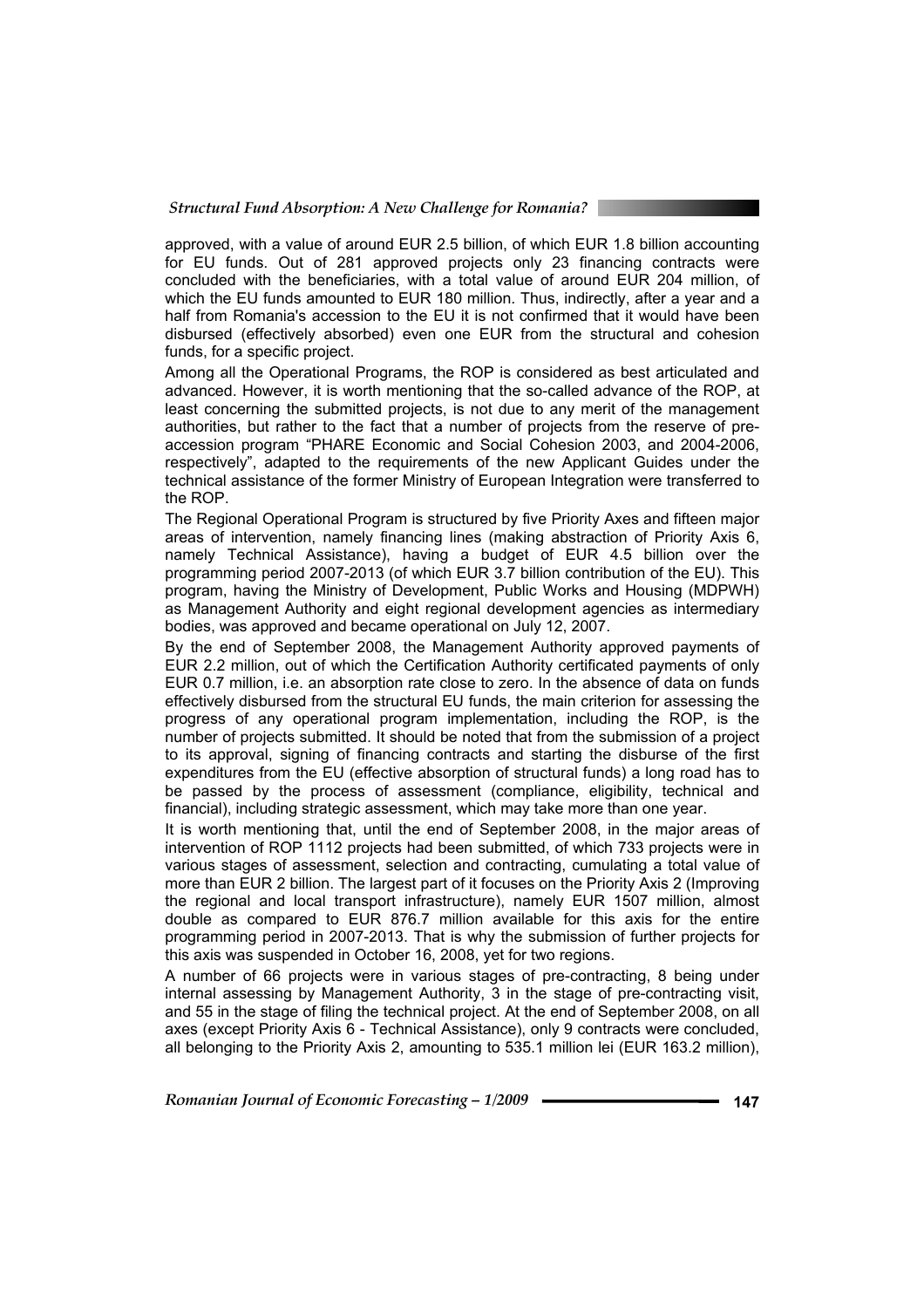approved, with a value of around EUR 2.5 billion, of which EUR 1.8 billion accounting for EU funds. Out of 281 approved projects only 23 financing contracts were concluded with the beneficiaries, with a total value of around EUR 204 million, of which the EU funds amounted to EUR 180 million. Thus, indirectly, after a year and a half from Romania's accession to the EU it is not confirmed that it would have been disbursed (effectively absorbed) even one EUR from the structural and cohesion funds, for a specific project.

Among all the Operational Programs, the ROP is considered as best articulated and advanced. However, it is worth mentioning that the so-called advance of the ROP, at least concerning the submitted projects, is not due to any merit of the management authorities, but rather to the fact that a number of projects from the reserve of pre-accession program "PHARE Economic and Social Cohesion 2003, and 2004-2006, respectively", adapted to the requirements of the new Applicant Guides under the technical assistance of the former Ministry of European Integration were transferred to the ROP.

The Regional Operational Program is structured by five Priority Axes and fifteen major areas of intervention, namely financing lines (making abstraction of Priority Axis 6, namely Technical Assistance), having a budget of EUR 4.5 billion over the programming period 2007-2013 (of which EUR 3.7 billion contribution of the EU). This program, having the Ministry of Development, Public Works and Housing (MDPWH) as Management Authority and eight regional development agencies as intermediary bodies, was approved and became operational on July 12, 2007.

By the end of September 2008, the Management Authority approved payments of EUR 2.2 million, out of which the Certification Authority certificated payments of only EUR 0.7 million, i.e. an absorption rate close to zero. In the absence of data on funds effectively disbursed from the structural EU funds, the main criterion for assessing the progress of any operational program implementation, including the ROP, is the number of projects submitted. It should be noted that from the submission of a project to its approval, signing of financing contracts and starting the disburse of the first expenditures from the EU (effective absorption of structural funds) a long road has to be passed by the process of assessment (compliance, eligibility, technical and financial), including strategic assessment, which may take more than one year.

It is worth mentioning that, until the end of September 2008, in the major areas of intervention of ROP 1112 projects had been submitted, of which 733 projects were in various stages of assessment, selection and contracting, cumulating a total value of more than EUR 2 billion. The largest part of it focuses on the Priority Axis 2 (Improving the regional and local transport infrastructure), namely EUR 1507 million, almost double as compared to EUR 876.7 million available for this axis for the entire programming period in 2007-2013. That is why the submission of further projects for this axis was suspended in October 16, 2008, yet for two regions.

A number of 66 projects were in various stages of pre-contracting, 8 being under internal assessing by Management Authority, 3 in the stage of pre-contracting visit, and 55 in the stage of filing the technical project. At the end of September 2008, on all axes (except Priority Axis 6 - Technical Assistance), only 9 contracts were concluded, all belonging to the Priority Axis 2, amounting to 535.1 million lei (EUR 163.2 million),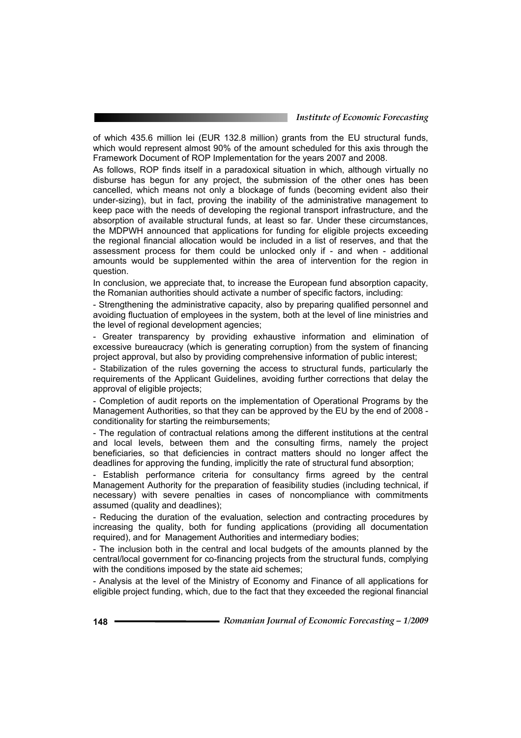of which 435.6 million lei (EUR 132.8 million) grants from the EU structural funds, which would represent almost 90% of the amount scheduled for this axis through the Framework Document of ROP Implementation for the years 2007 and 2008.

As follows, ROP finds itself in a paradoxical situation in which, although virtually no disburse has begun for any project, the submission of the other ones has been cancelled, which means not only a blockage of funds (becoming evident also their under-sizing), but in fact, proving the inability of the administrative management to keep pace with the needs of developing the regional transport infrastructure, and the absorption of available structural funds, at least so far. Under these circumstances, the MDPWH announced that applications for funding for eligible projects exceeding the regional financial allocation would be included in a list of reserves, and that the assessment process for them could be unlocked only if - and when - additional amounts would be supplemented within the area of intervention for the region in question.

In conclusion, we appreciate that, to increase the European fund absorption capacity, the Romanian authorities should activate a number of specific factors, including:

- Strengthening the administrative capacity, also by preparing qualified personnel and avoiding fluctuation of employees in the system, both at the level of line ministries and the level of regional development agencies;
- Greater transparency by providing exhaustive information and elimination of excessive bureaucracy (which is generating corruption) from the system of financing project approval, but also by providing comprehensive information of public interest;
- Stabilization of the rules governing the access to structural funds, particularly the requirements of the Applicant Guidelines, avoiding further corrections that delay the approval of eligible projects;
- Completion of audit reports on the implementation of Operational Programs by the Management Authorities, so that they can be approved by the EU by the end of 2008 - conditionality for starting the reimbursements;
- The regulation of contractual relations among the different institutions at the central and local levels, between them and the consulting firms, namely the project beneficiaries, so that deficiencies in contract matters should no longer affect the deadlines for approving the funding, implicitly the rate of structural fund absorption;
- Establish performance criteria for consultancy firms agreed by the central Management Authority for the preparation of feasibility studies (including technical, if necessary) with severe penalties in cases of noncompliance with commitments assumed (quality and deadlines);
- Reducing the duration of the evaluation, selection and contracting procedures by increasing the quality, both for funding applications (providing all documentation required), and for Management Authorities and intermediary bodies;
- The inclusion both in the central and local budgets of the amounts planned by the central/local government for co-financing projects from the structural funds, complying with the conditions imposed by the state aid schemes;
- Analysis at the level of the Ministry of Economy and Finance of all applications for eligible project funding, which, due to the fact that they exceeded the regional financial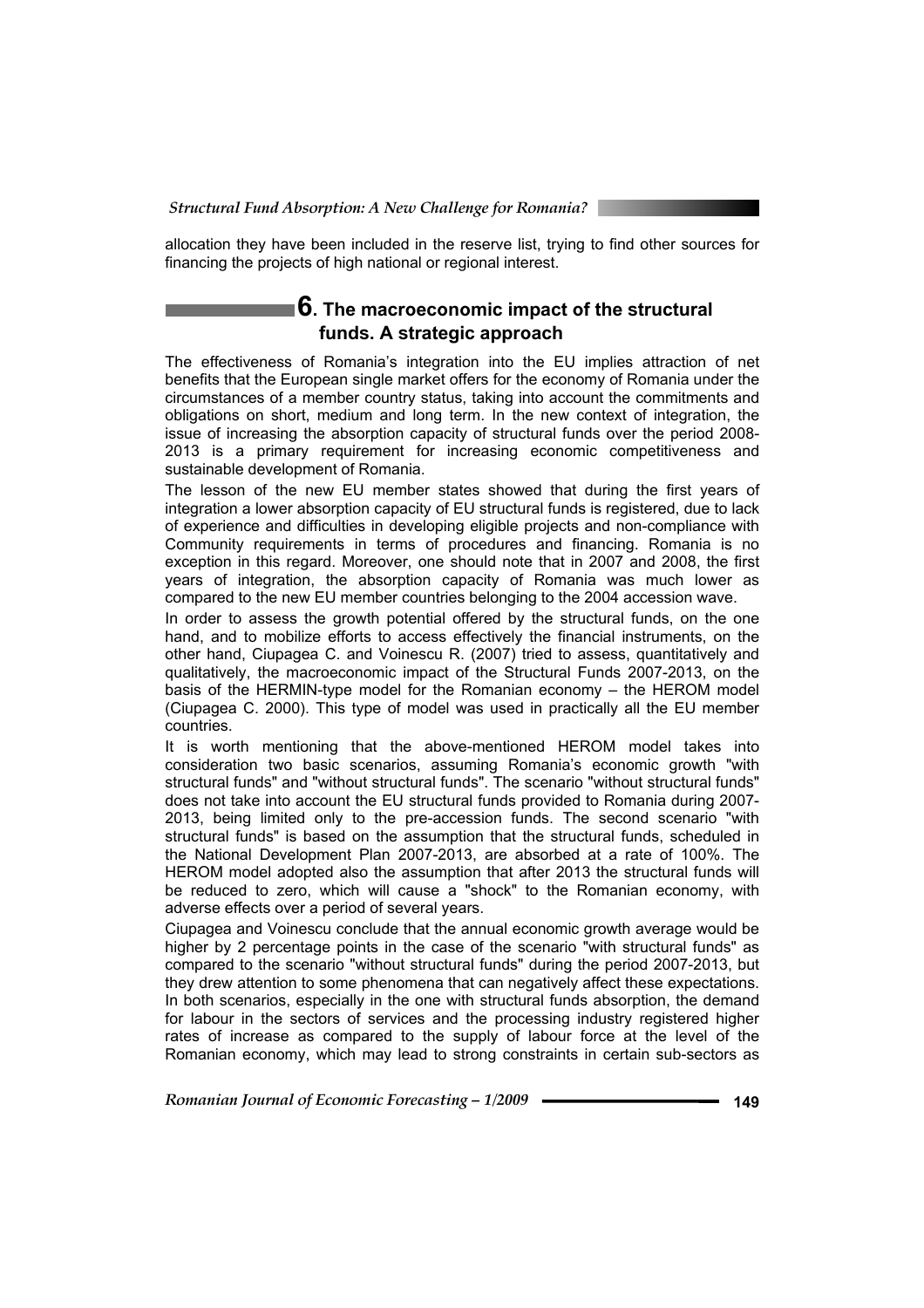allocation they have been included in the reserve list, trying to find other sources for financing the projects of high national or regional interest.

## 6. The macroeconomic impact of the structural funds. A strategic approach

The effectiveness of Romania's integration into the EU implies attraction of net benefits that the European single market offers for the economy of Romania under the circumstances of a member country status, taking into account the commitments and obligations on short, medium and long term. In the new context of integration, the issue of increasing the absorption capacity of structural funds over the period 2008-2013 is a primary requirement for increasing economic competitiveness and sustainable development of Romania.

The lesson of the new EU member states showed that during the first years of integration a lower absorption capacity of EU structural funds is registered, due to lack of experience and difficulties in developing eligible projects and non-compliance with Community requirements in terms of procedures and financing. Romania is no exception in this regard. Moreover, one should note that in 2007 and 2008, the first years of integration, the absorption capacity of Romania was much lower as compared to the new EU member countries belonging to the 2004 accession wave.

In order to assess the growth potential offered by the structural funds, on the one hand, and to mobilize efforts to access effectively the financial instruments, on the other hand, Ciupagea C. and Voinescu R. (2007) tried to assess, quantitatively and qualitatively, the macroeconomic impact of the Structural Funds 2007-2013, on the basis of the HERMIN-type model for the Romanian economy – the HEROM model (Ciupagea C. 2000). This type of model was used in practically all the EU member countries.

It is worth mentioning that the above-mentioned HEROM model takes into consideration two basic scenarios, assuming Romania's economic growth "with structural funds" and "without structural funds". The scenario "without structural funds" does not take into account the EU structural funds provided to Romania during 2007-2013, being limited only to the pre-accession funds. The second scenario "with structural funds" is based on the assumption that the structural funds, scheduled in the National Development Plan 2007-2013, are absorbed at a rate of 100%. The HEROM model adopted also the assumption that after 2013 the structural funds will be reduced to zero, which will cause a "shock" to the Romanian economy, with adverse effects over a period of several years.

Ciupagea and Voinescu conclude that the annual economic growth average would be higher by 2 percentage points in the case of the scenario "with structural funds" as compared to the scenario "without structural funds" during the period 2007-2013, but they drew attention to some phenomena that can negatively affect these expectations. In both scenarios, especially in the one with structural funds absorption, the demand for labour in the sectors of services and the processing industry registered higher rates of increase as compared to the supply of labour force at the level of the Romanian economy, which may lead to strong constraints in certain sub-sectors as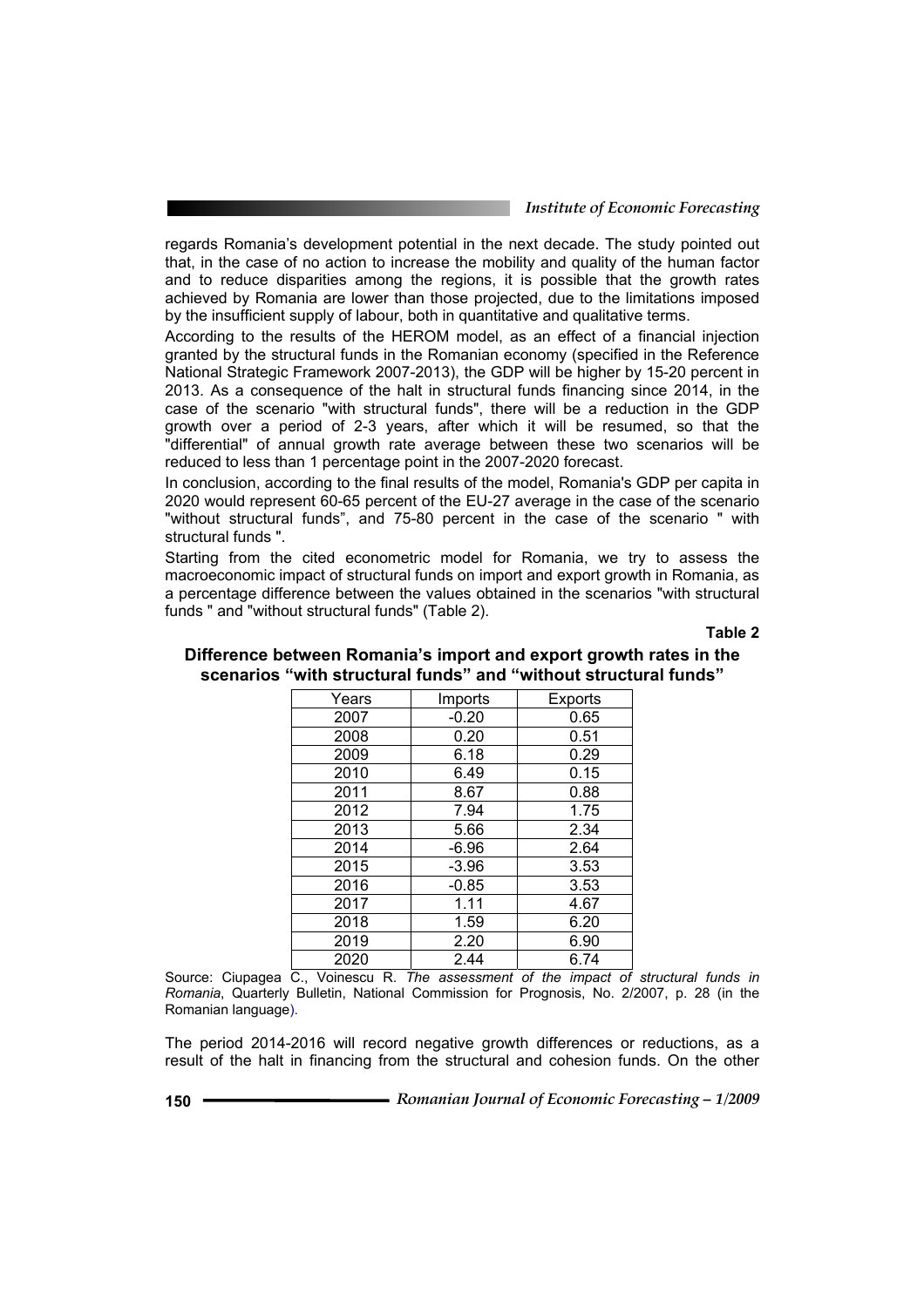regards Romania's development potential in the next decade. The study pointed out that, in the case of no action to increase the mobility and quality of the human factor and to reduce disparities among the regions, it is possible that the growth rates achieved by Romania are lower than those projected, due to the limitations imposed by the insufficient supply of labour, both in quantitative and qualitative terms.

According to the results of the HEROM model, as an effect of a financial injection granted by the structural funds in the Romanian economy (specified in the Reference National Strategic Framework 2007-2013), the GDP will be higher by 15-20 percent in 2013. As a consequence of the halt in structural funds financing since 2014, in the case of the scenario "with structural funds", there will be a reduction in the GDP growth over a period of 2-3 years, after which it will be resumed, so that the "differential" of annual growth rate average between these two scenarios will be reduced to less than 1 percentage point in the 2007-2020 forecast.

In conclusion, according to the final results of the model, Romania's GDP per capita in 2020 would represent 60-65 percent of the EU-27 average in the case of the scenario "without structural funds", and 75-80 percent in the case of the scenario " with structural funds ".

Starting from the cited econometric model for Romania, we try to assess the macroeconomic impact of structural funds on import and export growth in Romania, as a percentage difference between the values obtained in the scenarios "with structural funds " and "without structural funds" (Table 2).

**Table 2**

**Difference between Romania's import and export growth rates in the scenarios "with structural funds" and "without structural funds"**

| Years | Imports | Exports |
|---|---|---|
| 2007 | -0.20 | 0.65 |
| 2008 | 0.20 | 0.51 |
| 2009 | 6.18 | 0.29 |
| 2010 | 6.49 | 0.15 |
| 2011 | 8.67 | 0.88 |
| 2012 | 7.94 | 1.75 |
| 2013 | 5.66 | 2.34 |
| 2014 | -6.96 | 2.64 |
| 2015 | -3.96 | 3.53 |
| 2016 | -0.85 | 3.53 |
| 2017 | 1.11 | 4.67 |
| 2018 | 1.59 | 6.20 |
| 2019 | 2.20 | 6.90 |
| 2020 | 2.44 | 6.74 |

Source: Ciupagea C., Voinescu R. *The assessment of the impact of structural funds in Romania*, Quarterly Bulletin, National Commission for Prognosis, No. 2/2007, p. 28 (in the Romanian language).

The period 2014-2016 will record negative growth differences or reductions, as a result of the halt in financing from the structural and cohesion funds. On the other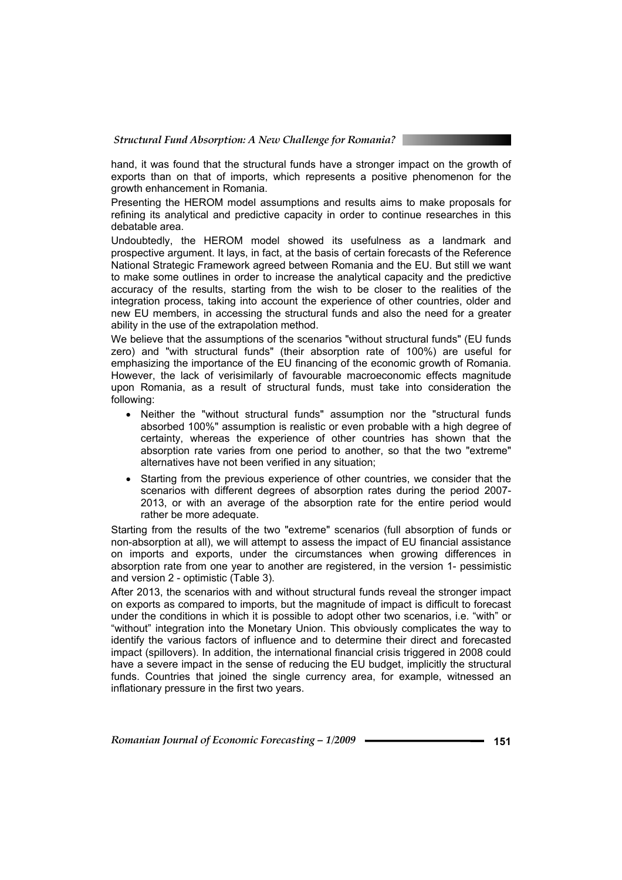hand, it was found that the structural funds have a stronger impact on the growth of exports than on that of imports, which represents a positive phenomenon for the growth enhancement in Romania.

Presenting the HEROM model assumptions and results aims to make proposals for refining its analytical and predictive capacity in order to continue researches in this debatable area.

Undoubtedly, the HEROM model showed its usefulness as a landmark and prospective argument. It lays, in fact, at the basis of certain forecasts of the Reference National Strategic Framework agreed between Romania and the EU. But still we want to make some outlines in order to increase the analytical capacity and the predictive accuracy of the results, starting from the wish to be closer to the realities of the integration process, taking into account the experience of other countries, older and new EU members, in accessing the structural funds and also the need for a greater ability in the use of the extrapolation method.

We believe that the assumptions of the scenarios "without structural funds" (EU funds zero) and "with structural funds" (their absorption rate of 100%) are useful for emphasizing the importance of the EU financing of the economic growth of Romania. However, the lack of verisimilarly of favourable macroeconomic effects magnitude upon Romania, as a result of structural funds, must take into consideration the following:

- Neither the "without structural funds" assumption nor the "structural funds absorbed 100%" assumption is realistic or even probable with a high degree of certainty, whereas the experience of other countries has shown that the absorption rate varies from one period to another, so that the two "extreme" alternatives have not been verified in any situation;
- Starting from the previous experience of other countries, we consider that the scenarios with different degrees of absorption rates during the period 2007-2013, or with an average of the absorption rate for the entire period would rather be more adequate.

Starting from the results of the two "extreme" scenarios (full absorption of funds or non-absorption at all), we will attempt to assess the impact of EU financial assistance on imports and exports, under the circumstances when growing differences in absorption rate from one year to another are registered, in the version 1- pessimistic and version 2 - optimistic (Table 3).

After 2013, the scenarios with and without structural funds reveal the stronger impact on exports as compared to imports, but the magnitude of impact is difficult to forecast under the conditions in which it is possible to adopt other two scenarios, i.e. "with" or "without" integration into the Monetary Union. This obviously complicates the way to identify the various factors of influence and to determine their direct and forecasted impact (spillovers). In addition, the international financial crisis triggered in 2008 could have a severe impact in the sense of reducing the EU budget, implicitly the structural funds. Countries that joined the single currency area, for example, witnessed an inflationary pressure in the first two years.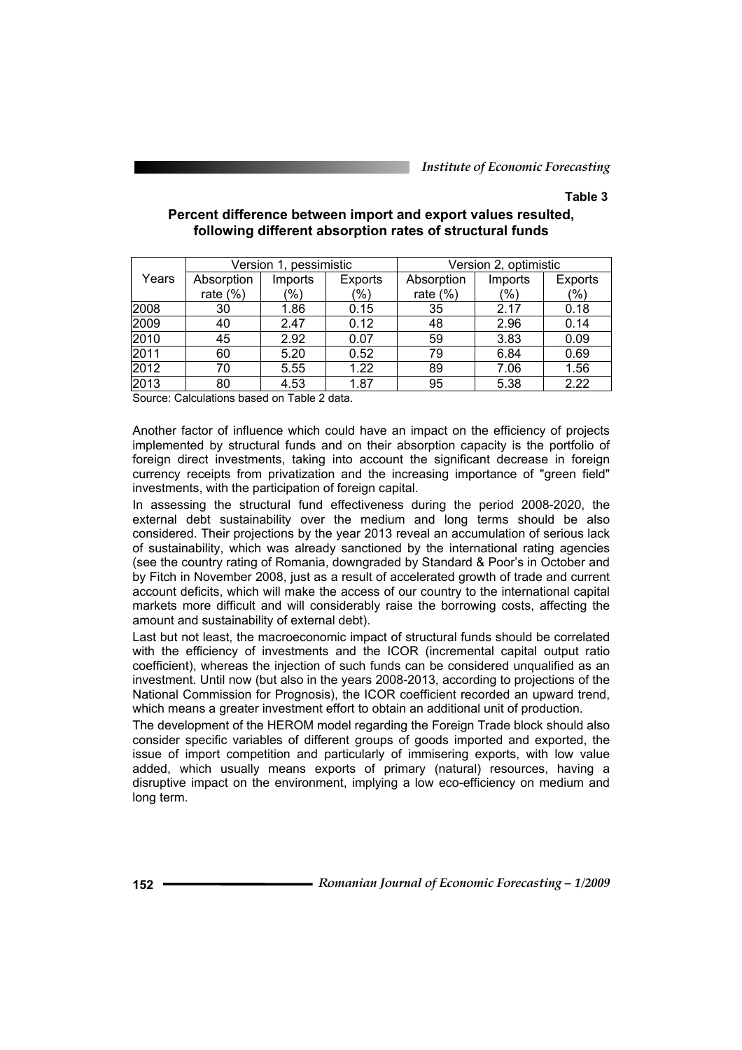**Table 3**

**Percent difference between import and export values resulted, following different absorption rates of structural funds**

| Years | Version 1, pessimistic | | | Version 2, optimistic | | |
|---|---|---|---|---|---|---|
| | Absorption rate (%) | Imports (%) | Exports (%) | Absorption rate (%) | Imports (%) | Exports (%) |
| 2008 | 30 | 1.86 | 0.15 | 35 | 2.17 | 0.18 |
| 2009 | 40 | 2.47 | 0.12 | 48 | 2.96 | 0.14 |
| 2010 | 45 | 2.92 | 0.07 | 59 | 3.83 | 0.09 |
| 2011 | 60 | 5.20 | 0.52 | 79 | 6.84 | 0.69 |
| 2012 | 70 | 5.55 | 1.22 | 89 | 7.06 | 1.56 |
| 2013 | 80 | 4.53 | 1.87 | 95 | 5.38 | 2.22 |

Source: Calculations based on Table 2 data.

Another factor of influence which could have an impact on the efficiency of projects implemented by structural funds and on their absorption capacity is the portfolio of foreign direct investments, taking into account the significant decrease in foreign currency receipts from privatization and the increasing importance of "green field" investments, with the participation of foreign capital.

In assessing the structural fund effectiveness during the period 2008-2020, the external debt sustainability over the medium and long terms should be also considered. Their projections by the year 2013 reveal an accumulation of serious lack of sustainability, which was already sanctioned by the international rating agencies (see the country rating of Romania, downgraded by Standard & Poor's in October and by Fitch in November 2008, just as a result of accelerated growth of trade and current account deficits, which will make the access of our country to the international capital markets more difficult and will considerably raise the borrowing costs, affecting the amount and sustainability of external debt).

Last but not least, the macroeconomic impact of structural funds should be correlated with the efficiency of investments and the ICOR (incremental capital output ratio coefficient), whereas the injection of such funds can be considered unqualified as an investment. Until now (but also in the years 2008-2013, according to projections of the National Commission for Prognosis), the ICOR coefficient recorded an upward trend, which means a greater investment effort to obtain an additional unit of production.

The development of the HEROM model regarding the Foreign Trade block should also consider specific variables of different groups of goods imported and exported, the issue of import competition and particularly of immisering exports, with low value added, which usually means exports of primary (natural) resources, having a disruptive impact on the environment, implying a low eco-efficiency on medium and long term.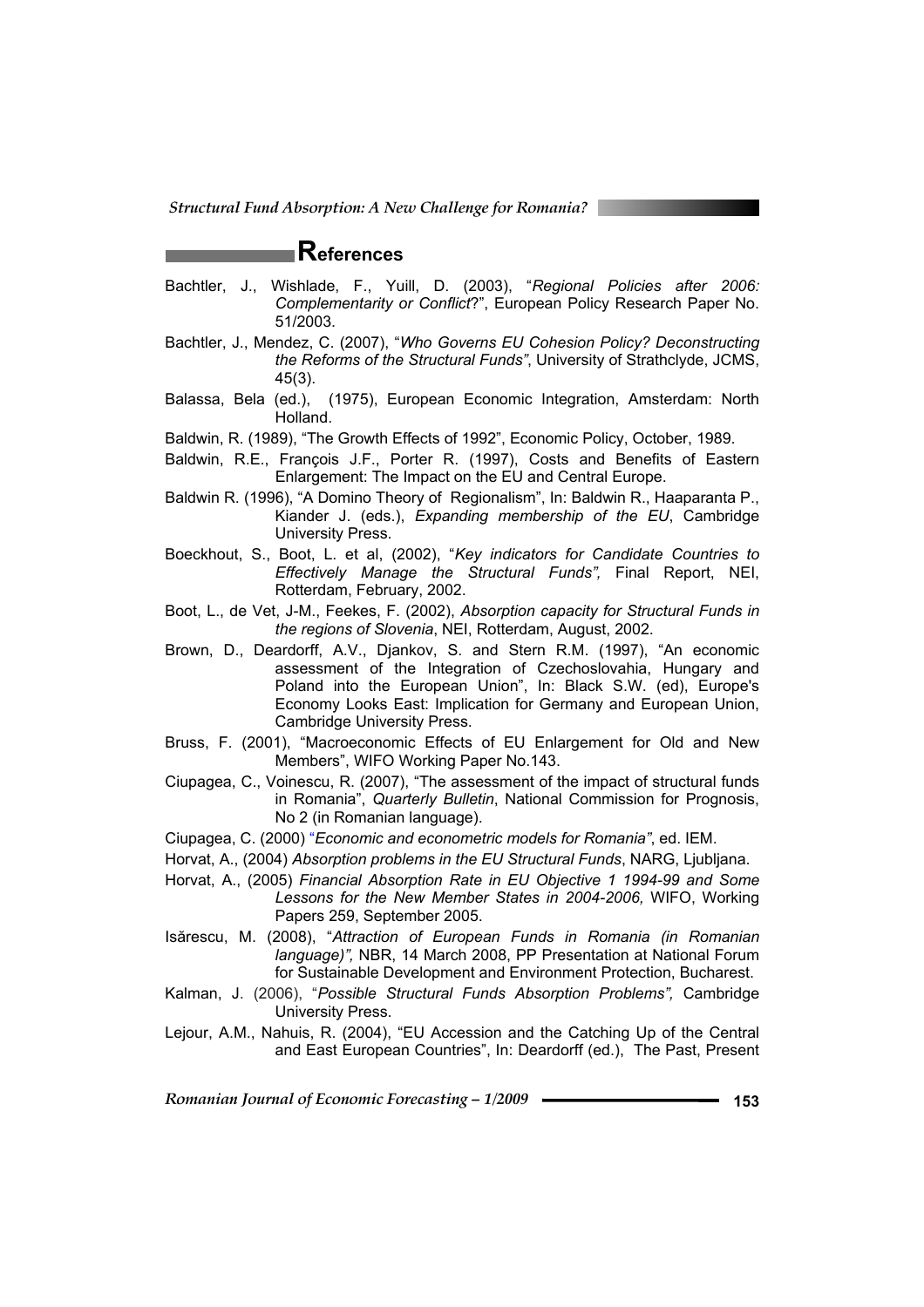## References

Bachtler, J., Wishlade, F., Yuill, D. (2003), "*Regional Policies after 2006: Complementarity or Conflict*?", European Policy Research Paper No. 51/2003.

Bachtler, J., Mendez, C. (2007), "*Who Governs EU Cohesion Policy? Deconstructing the Reforms of the Structural Funds"*, University of Strathclyde, JCMS, 45(3).

Balassa, Bela (ed.), (1975), European Economic Integration, Amsterdam: North Holland.

Baldwin, R. (1989), "The Growth Effects of 1992", Economic Policy, October, 1989.

Baldwin, R.E., François J.F., Porter R. (1997), Costs and Benefits of Eastern Enlargement: The Impact on the EU and Central Europe.

Baldwin R. (1996), "A Domino Theory of Regionalism", In: Baldwin R., Haaparanta P., Kiander J. (eds.), *Expanding membership of the EU*, Cambridge University Press.

Boeckhout, S., Boot, L. et al, (2002), "*Key indicators for Candidate Countries to Effectively Manage the Structural Funds",* Final Report, NEI, Rotterdam, February, 2002.

Boot, L., de Vet, J-M., Feekes, F. (2002), *Absorption capacity for Structural Funds in the regions of Slovenia*, NEI, Rotterdam, August, 2002.

Brown, D., Deardorff, A.V., Djankov, S. and Stern R.M. (1997), "An economic assessment of the Integration of Czechoslovahia, Hungary and Poland into the European Union", In: Black S.W. (ed), Europe's Economy Looks East: Implication for Germany and European Union, Cambridge University Press.

Bruss, F. (2001), "Macroeconomic Effects of EU Enlargement for Old and New Members", WIFO Working Paper No.143.

Ciupagea, C., Voinescu, R. (2007), "The assessment of the impact of structural funds in Romania", *Quarterly Bulletin*, National Commission for Prognosis, No 2 (in Romanian language).

Ciupagea, C. (2000) "*Economic and econometric models for Romania"*, ed. IEM.

Horvat, A., (2004) *Absorption problems in the EU Structural Funds*, NARG, Ljubljana.

Horvat, A., (2005) *Financial Absorption Rate in EU Objective 1 1994-99 and Some Lessons for the New Member States in 2004-2006,* WIFO, Working Papers 259, September 2005.

Isărescu, M. (2008), "*Attraction of European Funds in Romania (in Romanian language)",* NBR, 14 March 2008, PP Presentation at National Forum for Sustainable Development and Environment Protection, Bucharest.

Kalman, J. (2006), "*Possible Structural Funds Absorption Problems",* Cambridge University Press.

Lejour, A.M., Nahuis, R. (2004), "EU Accession and the Catching Up of the Central and East European Countries", In: Deardorff (ed.), The Past, Present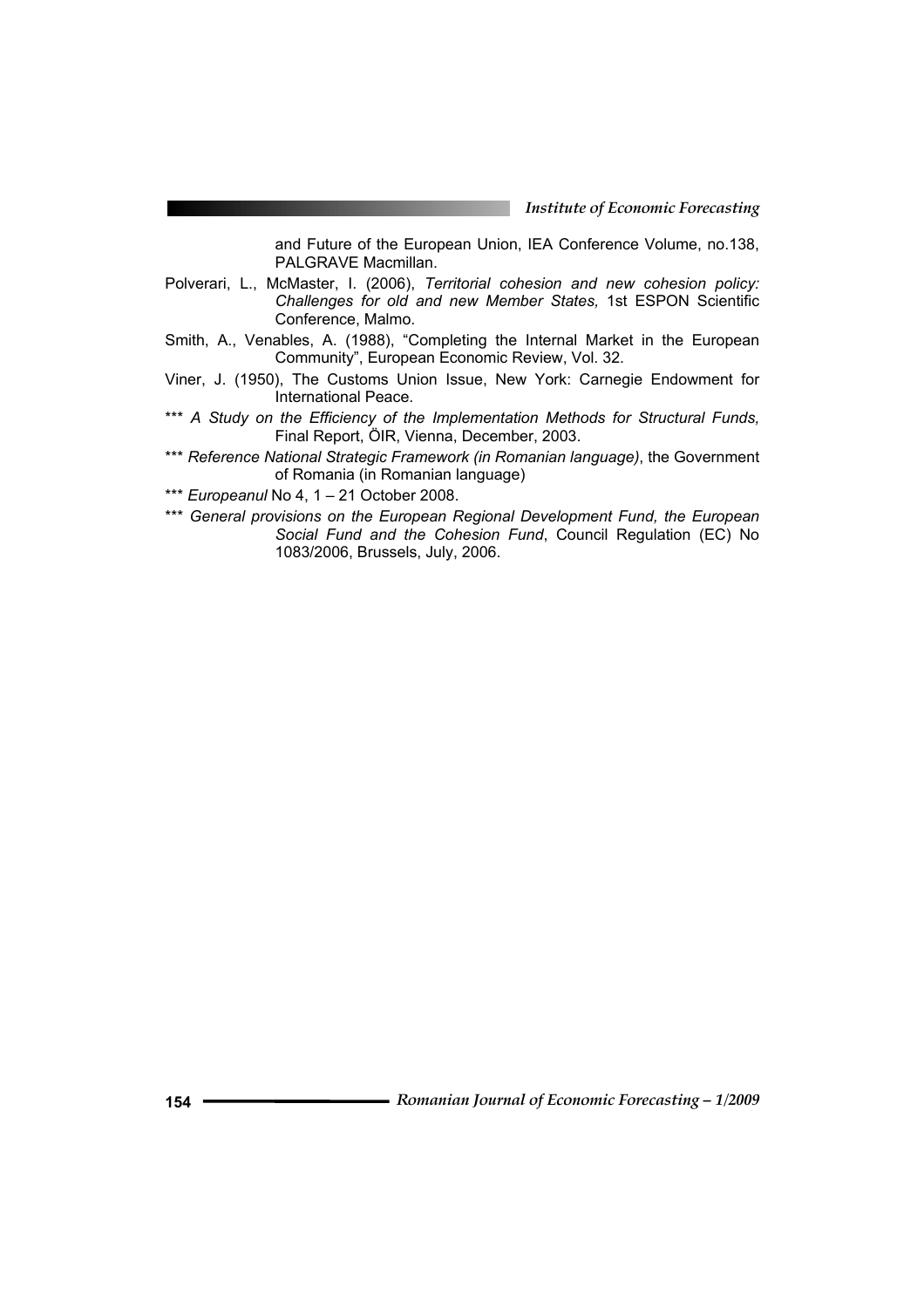and Future of the European Union, IEA Conference Volume, no.138, PALGRAVE Macmillan.

Polverari, L., McMaster, I. (2006), *Territorial cohesion and new cohesion policy: Challenges for old and new Member States,* 1st ESPON Scientific Conference, Malmo.

Smith, A., Venables, A. (1988), "Completing the Internal Market in the European Community", European Economic Review, Vol. 32.

Viner, J. (1950), The Customs Union Issue, New York: Carnegie Endowment for International Peace.

*** *A Study on the Efficiency of the Implementation Methods for Structural Funds,* Final Report, ÖIR, Vienna, December, 2003.

*** *Reference National Strategic Framework (in Romanian language)*, the Government of Romania (in Romanian language)

*** *Europeanul* No 4, 1 – 21 October 2008.

*** *General provisions on the European Regional Development Fund, the European Social Fund and the Cohesion Fund*, Council Regulation (EC) No 1083/2006, Brussels, July, 2006.